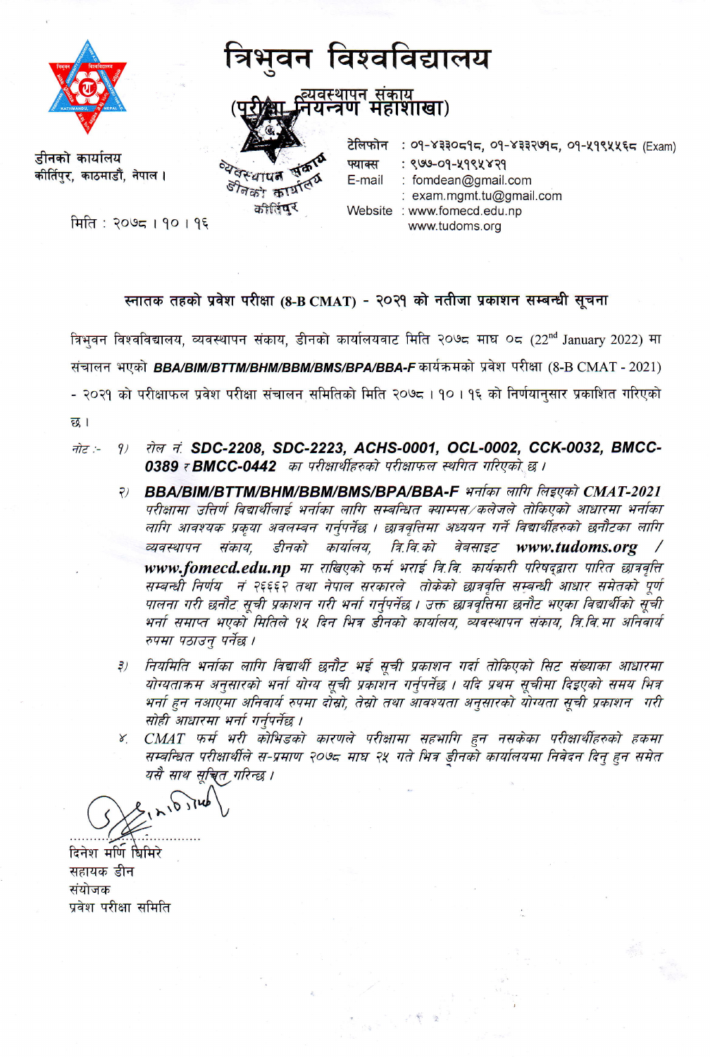# त्रिभुवन विश्वविद्यालय

## व्यवस्थापन संकाय
## (परीक्षा नियन्त्रण महाशाखा)

डीनको कार्यालय
कीर्तिपुर, काठमाडौं, नेपाल ।

टेलिफोन : ०१-४३३०८१८, ०१-४३३२७१८, ०१-५१९५५६८ (Exam)
फ्याक्स : ९७७-०१-५१९५४२१
E-mail : fomdean@gmail.com
: exam.mgmt.tu@gmail.com
Website : www.fomecd.edu.np
www.tudoms.org

मिति : २०७८ । १० । १६

### स्नातक तहको प्रवेश परीक्षा (8-B CMAT) - २०२१ को नतीजा प्रकाशन सम्बन्धी सूचना

त्रिभुवन विश्वविद्यालय, व्यवस्थापन संकाय, डीनको कार्यालयवाट मिति २०७८ माघ ०८ (22[nd] January 2022) मा संचालन भएको ***BBA/BIM/BTTM/BHM/BBM/BMS/BPA/BBA-F*** कार्यक्रमको प्रवेश परीक्षा (8-B CMAT - 2021) - २०२१ को परीक्षाफल प्रवेश परीक्षा संचालन समितिको मिति २०७८ । १० । १६ को निर्णयानुसार प्रकाशित गरिएको छ ।

*नोट :-*

1. *रोल नं* ***SDC-2208, SDC-2223, ACHS-0001, OCL-0002, CCK-0032, BMCC-0389*** *र* ***BMCC-0442*** *का परीक्षार्थीहरुको परीक्षाफल स्थगित गरिएको छ ।*
2. ***BBA/BIM/BTTM/BHM/BBM/BMS/BPA/BBA-F*** *भर्नाका लागि लिइएको* ***CMAT-2021*** *परीक्षामा उत्तिर्ण विद्यार्थीलाई भर्नाका लागि सम्बन्धित क्याम्पस/कलेजले तोकिएको आधारमा भर्नाका लागि आवश्यक प्रकृया अवलम्बन गर्नुपर्नेछ । छात्रवृत्तिमा अध्ययन गर्ने विद्यार्थीहरुको छनौटका लागि व्यवस्थापन संकाय, डीनको कार्यालय, त्रि.वि.को वेबसाइट* ***www.tudoms.org / www.fomecd.edu.np*** *मा राखिएको फर्म भराई त्रि.वि. कार्यकारी परिषद्द्वारा पारित छात्रवृत्ति सम्बन्धी निर्णय नं २६६६२ तथा नेपाल सरकारले तोकेको छात्रवृत्ति सम्बन्धी आधार समेतको पूर्ण पालना गरी छनौट सूची प्रकाशन गरी भर्ना गर्नुपर्नेछ । उक्त छात्रवृत्तिमा छनौट भएका विद्यार्थीको सूची भर्ना समाप्त भएको मितिले १५ दिन भित्र डीनको कार्यालय, व्यवस्थापन संकाय, त्रि.वि.मा अनिवार्य रुपमा पठाउनु पर्नेछ ।*
3. *नियमिति भर्नाका लागि विद्यार्थी छनौट भई सूची प्रकाशन गर्दा तोकिएको सिट संख्याका आधारमा योग्यताक्रम अनुसारको भर्ना योग्य सूची प्रकाशन गर्नुपर्नेछ । यदि प्रथम सूचीमा दिइएको समय भित्र भर्ना हुन नआएमा अनिवार्य रुपमा दोस्रो, तेस्रो तथा आवश्यता अनुसारको योग्यता सूची प्रकाशन गरी सोही आधारमा भर्ना गर्नुपर्नेछ ।*
4. *CMAT फर्म भरी कोभिडको कारणले परीक्षामा सहभागि हुन नसकेका परीक्षार्थीहरुको हकमा सम्बन्धित परीक्षार्थीले स-प्रमाण २०७८ माघ २५ गते भित्र डीनको कार्यालयमा निवेदन दिनु हुन समेत यसै साथ सूचित गरिन्छ ।*

दिनेश मणि घिमिरे
सहायक डीन
संयोजक
प्रवेश परीक्षा समिति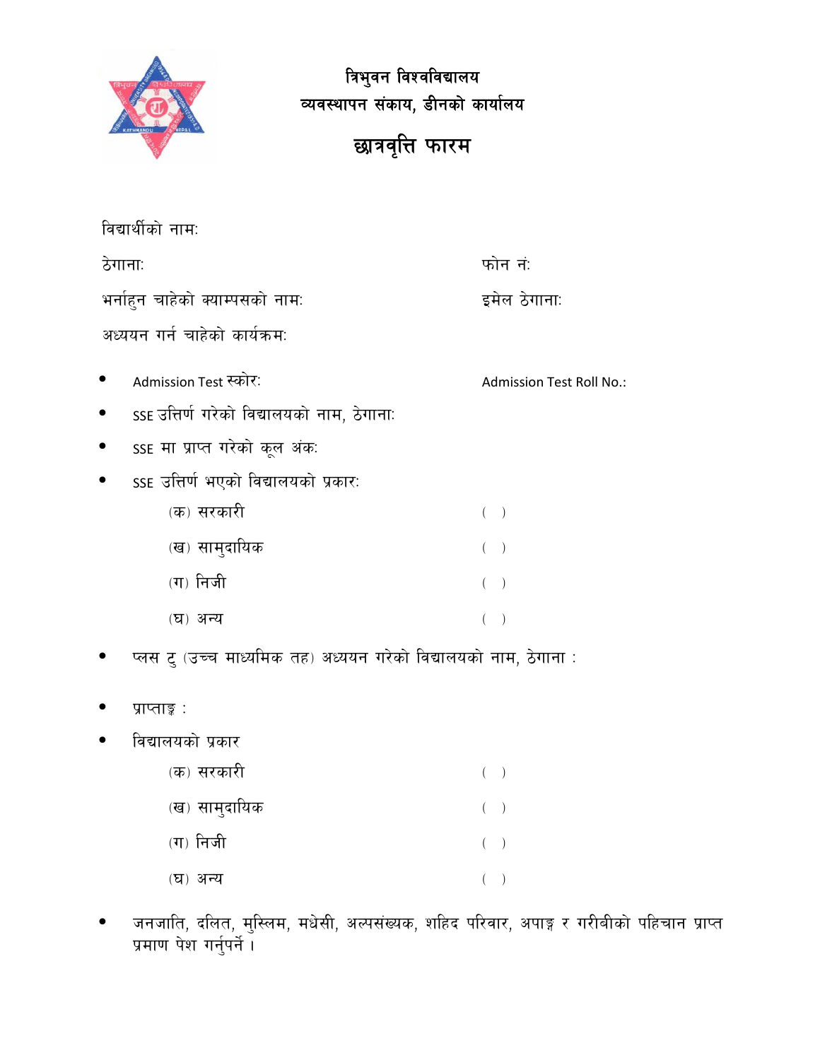# त्रिभुवन विश्वविद्यालय
## व्यवस्थापन संकाय, डीनको कार्यालय
## छात्रवृत्ति फारम

विद्यार्थीको नाम:

ठेगाना: फोन नं:

भर्नाहुन चाहेको क्याम्पसको नाम: इमेल ठेगाना:

अध्ययन गर्न चाहेको कार्यक्रम:

- Admission Test स्कोर: Admission Test Roll No.:
- SSE उत्तिर्ण गरेको विद्यालयको नाम, ठेगाना:
- SSE मा प्राप्त गरेको कूल अंक:
- SSE उत्तिर्ण भएको विद्यालयको प्रकार:
  - (क) सरकारी ( )
  - (ख) सामुदायिक ( )
  - (ग) निजी ( )
  - (घ) अन्य ( )
- प्लस टु (उच्च माध्यमिक तह) अध्ययन गरेको विद्यालयको नाम, ठेगाना :
- प्राप्ताङ्क :
- विद्यालयको प्रकार
  - (क) सरकारी ( )
  - (ख) सामुदायिक ( )
  - (ग) निजी ( )
  - (घ) अन्य ( )
- जनजाति, दलित, मुस्लिम, मधेसी, अल्पसंख्यक, शहिद परिवार, अपाङ्ग र गरीबीको पहिचान प्राप्त प्रमाण पेश गर्नुपर्ने ।